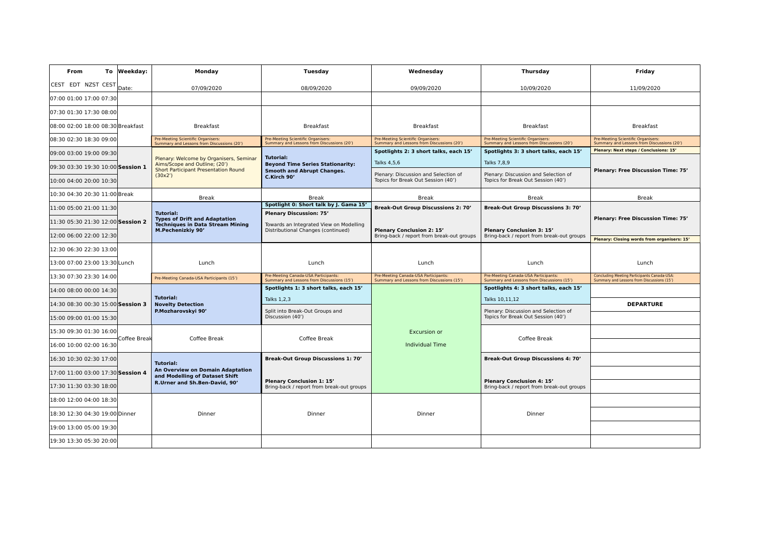| From CEST | EDT | NZST | To CEST | Weekday: | Monday | Tuesday | Wednesday | Thursday | Friday |
|---|---|---|---|---|---|---|---|---|---|
| | | | | Date: | 07/09/2020 | 08/09/2020 | 09/09/2020 | 10/09/2020 | 11/09/2020 |
| 07:00 | 01:00 | 17:00 | 07:30 | | | | | | |
| 07:30 | 01:30 | 17:30 | 08:00 | | | | | | |
| 08:00 | 02:00 | 18:00 | 08:30 | Breakfast | Breakfast | Breakfast | Breakfast | Breakfast | Breakfast |
| 08:30 | 02:30 | 18:30 | 09:00 | | Pre-Meeting Scientific Organisers: Summary and Lessons from Discussions (20') | Pre-Meeting Scientific Organisers: Summary and Lessons from Discussions (20') | Pre-Meeting Scientific Organisers: Summary and Lessons from Discussions (20') | Pre-Meeting Scientific Organisers: Summary and Lessons from Discussions (20') | Pre-Meeting Scientific Organisers: Summary and Lessons from Discussions (20') |
| 09:00 | 03:00 | 19:00 | 09:30 | | Plenary: Welcome by Organisers, Seminar Aims/Scope and Outline; (20') Short Participant Presentation Round (30x2') | **Tutorial: Beyond Time Series Stationarity: Smooth and Abrupt Changes. C.Kirch 90'** | **Spotlights 2: 3 short talks, each 15'** | **Spotlights 3: 3 short talks, each 15'** | **Plenary: Next steps / Conclusions: 15'** |
| 09:30 | 03:30 | 19:30 | 10:00 | **Session 1** | | | Talks 4,5,6 | Talks 7,8,9 | **Plenary: Free Discussion Time: 75'** |
| 10:00 | 04:00 | 20:00 | 10:30 | | | | Plenary: Discussion and Selection of Topics for Break Out Session (40') | Plenary: Discussion and Selection of Topics for Break Out Session (40') | |
| 10:30 | 04:30 | 20:30 | 11:00 | Break | Break | Break | Break | Break | Break |
| 11:00 | 05:00 | 21:00 | 11:30 | | **Tutorial: Types of Drift and Adaptation Techniques in Data Stream Mining M.Pechenizkiy 90'** | **Spotlight 0: Short talk by J. Gama 15'** | **Break-Out Group Discussions 2: 70'** | **Break-Out Group Discussions 3: 70'** | **Plenary: Free Discussion Time: 75'** |
| 11:30 | 05:30 | 21:30 | 12:00 | **Session 2** | | **Plenary Discussion: 75'** Towards an Integrated View on Modelling Distributional Changes (continued) | | | |
| 12:00 | 06:00 | 22:00 | 12:30 | | | | **Plenary Conclusion 2: 15'** Bring-back / report from break-out groups | **Plenary Conclusion 3: 15'** Bring-back / report from break-out groups | **Plenary: Closing words from organisers: 15'** |
| 12:30 | 06:30 | 22:30 | 13:00 | | | | | | |
| 13:00 | 07:00 | 23:00 | 13:30 | Lunch | Lunch | Lunch | Lunch | Lunch | Lunch |
| 13:30 | 07:30 | 23:30 | 14:00 | | Pre-Meeting Canada-USA Participants (15') | Pre-Meeting Canada-USA Participants: Summary and Lessons from Discussions (15') | Pre-Meeting Canada-USA Participants: Summary and Lessons from Discussions (15') | Pre-Meeting Canada-USA Participants: Summary and Lessons from Discussions (15') | Concluding Meeting Participants Canada-USA: Summary and Lessons from Discussions (15') |
| 14:00 | 08:00 | 00:00 | 14:30 | | **Tutorial: Novelty Detection P.Mozharovskyi 90'** | **Spotlights 1: 3 short talks, each 15'** | Excursion or Individual Time | **Spotlights 4: 3 short talks, each 15'** | |
| 14:30 | 08:30 | 00:30 | 15:00 | **Session 3** | | Talks 1,2,3 | | Talks 10,11,12 | **DEPARTURE** |
| 15:00 | 09:00 | 01:00 | 15:30 | | | Split into Break-Out Groups and Discussion (40') | | Plenary: Discussion and Selection of Topics for Break Out Session (40') | |
| 15:30 | 09:30 | 01:30 | 16:00 | Coffee Break | Coffee Break | Coffee Break | | Coffee Break | |
| 16:00 | 10:00 | 02:00 | 16:30 | | | | | | |
| 16:30 | 10:30 | 02:30 | 17:00 | | **Tutorial: An Overview on Domain Adaptation and Modelling of Dataset Shift R.Urner and Sh.Ben-David, 90'** | **Break-Out Group Discussions 1: 70'** | | **Break-Out Group Discussions 4: 70'** | |
| 17:00 | 11:00 | 03:00 | 17:30 | **Session 4** | | | | | |
| 17:30 | 11:30 | 03:30 | 18:00 | | | **Plenary Conclusion 1: 15'** Bring-back / report from break-out groups | | **Plenary Conclusion 4: 15'** Bring-back / report from break-out groups | |
| 18:00 | 12:00 | 04:00 | 18:30 | | | | | | |
| 18:30 | 12:30 | 04:30 | 19:00 | Dinner | Dinner | Dinner | Dinner | Dinner | |
| 19:00 | 13:00 | 05:00 | 19:30 | | | | | | |
| 19:30 | 13:30 | 05:30 | 20:00 | | | | | | |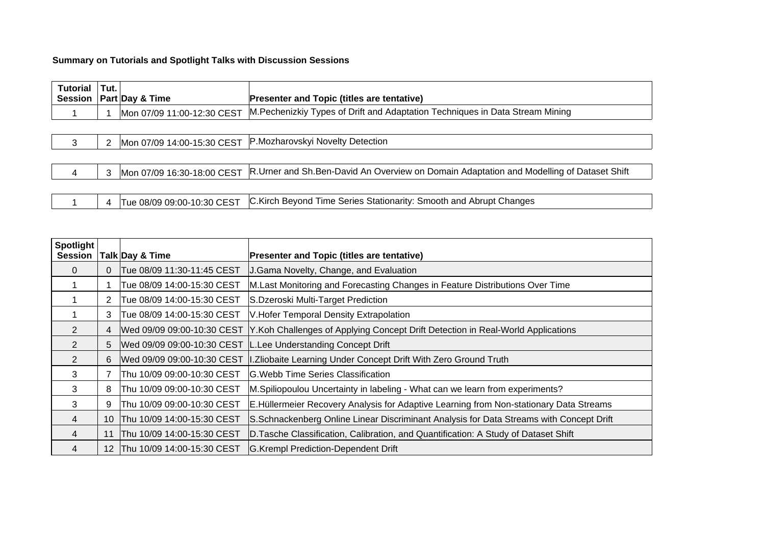**Summary on Tutorials and Spotlight Talks with Discussion Sessions**

| Tutorial Session | Tut. Part | Day & Time | Presenter and Topic (titles are tentative) |
|---|---|---|---|
| 1 | 1 | Mon 07/09 11:00-12:30 CEST | M.Pechenizkiy Types of Drift and Adaptation Techniques in Data Stream Mining |
| 3 | 2 | Mon 07/09 14:00-15:30 CEST | P.Mozharovskyi Novelty Detection |
| 4 | 3 | Mon 07/09 16:30-18:00 CEST | R.Urner and Sh.Ben-David An Overview on Domain Adaptation and Modelling of Dataset Shift |
| 1 | 4 | Tue 08/09 09:00-10:30 CEST | C.Kirch Beyond Time Series Stationarity: Smooth and Abrupt Changes |

| Spotlight Session | Talk | Day & Time | Presenter and Topic (titles are tentative) |
|---|---|---|---|
| 0 | 0 | Tue 08/09 11:30-11:45 CEST | J.Gama Novelty, Change, and Evaluation |
| 1 | 1 | Tue 08/09 14:00-15:30 CEST | M.Last Monitoring and Forecasting Changes in Feature Distributions Over Time |
| 1 | 2 | Tue 08/09 14:00-15:30 CEST | S.Dzeroski Multi-Target Prediction |
| 1 | 3 | Tue 08/09 14:00-15:30 CEST | V.Hofer Temporal Density Extrapolation |
| 2 | 4 | Wed 09/09 09:00-10:30 CEST | Y.Koh Challenges of Applying Concept Drift Detection in Real-World Applications |
| 2 | 5 | Wed 09/09 09:00-10:30 CEST | L.Lee Understanding Concept Drift |
| 2 | 6 | Wed 09/09 09:00-10:30 CEST | I.Zliobaite Learning Under Concept Drift With Zero Ground Truth |
| 3 | 7 | Thu 10/09 09:00-10:30 CEST | G.Webb Time Series Classification |
| 3 | 8 | Thu 10/09 09:00-10:30 CEST | M.Spiliopoulou Uncertainty in labeling - What can we learn from experiments? |
| 3 | 9 | Thu 10/09 09:00-10:30 CEST | E.Hüllermeier Recovery Analysis for Adaptive Learning from Non-stationary Data Streams |
| 4 | 10 | Thu 10/09 14:00-15:30 CEST | S.Schnackenberg Online Linear Discriminant Analysis for Data Streams with Concept Drift |
| 4 | 11 | Thu 10/09 14:00-15:30 CEST | D.Tasche Classification, Calibration, and Quantification: A Study of Dataset Shift |
| 4 | 12 | Thu 10/09 14:00-15:30 CEST | G.Krempl Prediction-Dependent Drift |